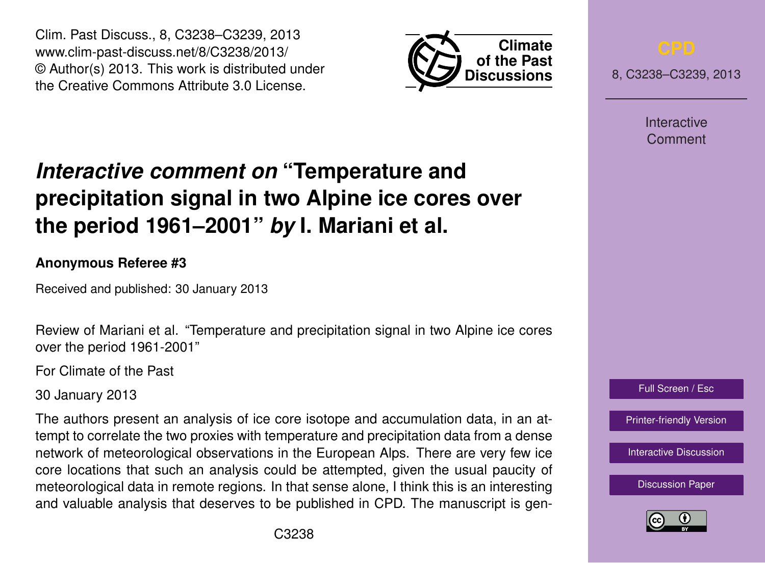# *Interactive comment on* "Temperature and precipitation signal in two Alpine ice cores over the period 1961–2001" *by* I. Mariani et al.

**Anonymous Referee #3**

Received and published: 30 January 2013

Review of Mariani et al. "Temperature and precipitation signal in two Alpine ice cores over the period 1961-2001"

For Climate of the Past

30 January 2013

The authors present an analysis of ice core isotope and accumulation data, in an attempt to correlate the two proxies with temperature and precipitation data from a dense network of meteorological observations in the European Alps. There are very few ice core locations that such an analysis could be attempted, given the usual paucity of meteorological data in remote regions. In that sense alone, I think this is an interesting and valuable analysis that deserves to be published in CPD. The manuscript is gen-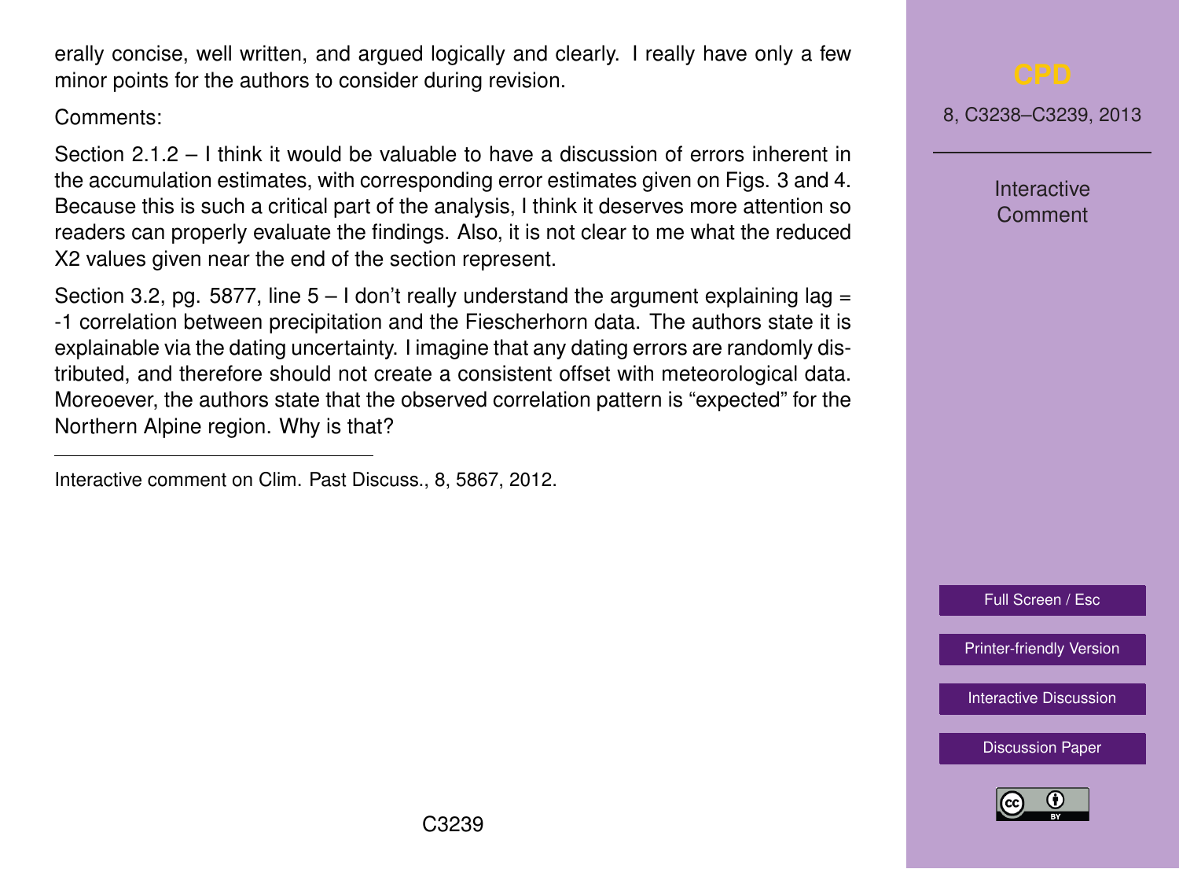erally concise, well written, and argued logically and clearly. I really have only a few minor points for the authors to consider during revision.

Comments:

Section 2.1.2 – I think it would be valuable to have a discussion of errors inherent in the accumulation estimates, with corresponding error estimates given on Figs. 3 and 4. Because this is such a critical part of the analysis, I think it deserves more attention so readers can properly evaluate the findings. Also, it is not clear to me what the reduced X2 values given near the end of the section represent.

Section 3.2, pg. 5877, line 5 – I don't really understand the argument explaining lag = -1 correlation between precipitation and the Fiescherhorn data. The authors state it is explainable via the dating uncertainty. I imagine that any dating errors are randomly distributed, and therefore should not create a consistent offset with meteorological data. Moreoever, the authors state that the observed correlation pattern is "expected" for the Northern Alpine region. Why is that?

---

Interactive comment on Clim. Past Discuss., 8, 5867, 2012.